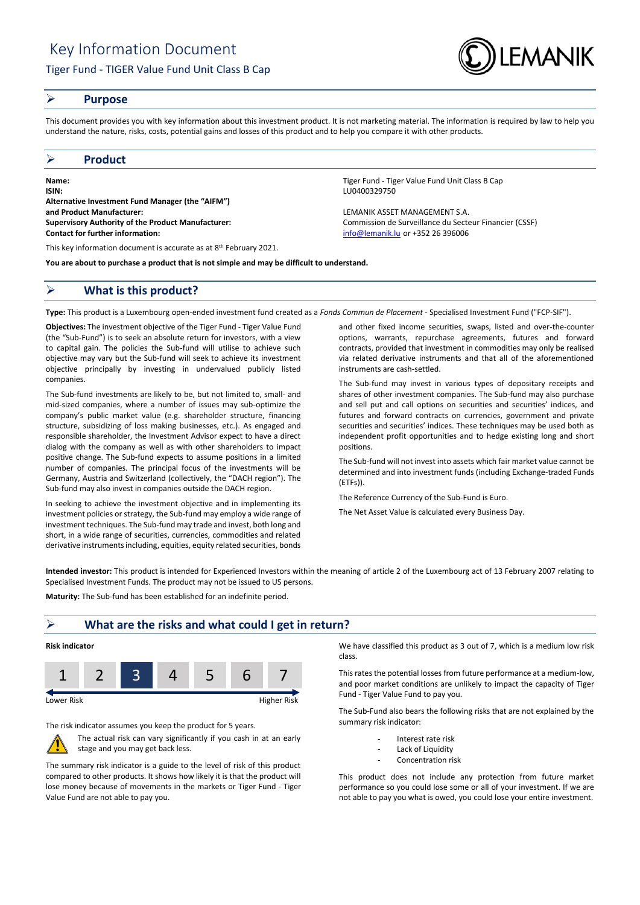# Key Information Document

## Tiger Fund - TIGER Value Fund Unit Class B Cap

## Purpose

This document provides you with key information about this investment product. It is not marketing material. The information is required by law to help you understand the nature, risks, costs, potential gains and losses of this product and to help you compare it with other products.

## Product

| | |
|---|---|
| **Name:** | Tiger Fund - Tiger Value Fund Unit Class B Cap |
| **ISIN:** | LU0400329750 |
| **Alternative Investment Fund Manager (the "AIFM") and Product Manufacturer:** | LEMANIK ASSET MANAGEMENT S.A. |
| **Supervisory Authority of the Product Manufacturer:** | Commission de Surveillance du Secteur Financier (CSSF) |
| **Contact for further information:** | info@lemanik.lu or +352 26 396006 |

This key information document is accurate as at 8th February 2021.

**You are about to purchase a product that is not simple and may be difficult to understand.**

## What is this product?

**Type:** This product is a Luxembourg open-ended investment fund created as a *Fonds Commun de Placement* - Specialised Investment Fund ("FCP-SIF").

**Objectives:** The investment objective of the Tiger Fund - Tiger Value Fund (the "Sub-Fund") is to seek an absolute return for investors, with a view to capital gain. The policies the Sub-fund will utilise to achieve such objective may vary but the Sub-fund will seek to achieve its investment objective principally by investing in undervalued publicly listed companies.

The Sub-fund investments are likely to be, but not limited to, small- and mid-sized companies, where a number of issues may sub-optimize the company's public market value (e.g. shareholder structure, financing structure, subsidizing of loss making businesses, etc.). As engaged and responsible shareholder, the Investment Advisor expect to have a direct dialog with the company as well as with other shareholders to impact positive change. The Sub-fund expects to assume positions in a limited number of companies. The principal focus of the investments will be Germany, Austria and Switzerland (collectively, the "DACH region"). The Sub-fund may also invest in companies outside the DACH region.

In seeking to achieve the investment objective and in implementing its investment policies or strategy, the Sub-fund may employ a wide range of investment techniques. The Sub-fund may trade and invest, both long and short, in a wide range of securities, currencies, commodities and related derivative instruments including, equities, equity related securities, bonds and other fixed income securities, swaps, listed and over-the-counter options, warrants, repurchase agreements, futures and forward contracts, provided that investment in commodities may only be realised via related derivative instruments and that all of the aforementioned instruments are cash-settled.

The Sub-fund may invest in various types of depositary receipts and shares of other investment companies. The Sub-fund may also purchase and sell put and call options on securities and securities' indices, and futures and forward contracts on currencies, government and private securities and securities' indices. These techniques may be used both as independent profit opportunities and to hedge existing long and short positions.

The Sub-fund will not invest into assets which fair market value cannot be determined and into investment funds (including Exchange-traded Funds (ETFs)).

The Reference Currency of the Sub-Fund is Euro.

The Net Asset Value is calculated every Business Day.

**Intended investor:** This product is intended for Experienced Investors within the meaning of article 2 of the Luxembourg act of 13 February 2007 relating to Specialised Investment Funds. The product may not be issued to US persons.

**Maturity:** The Sub-fund has been established for an indefinite period.

## What are the risks and what could I get in return?

**Risk indicator**

| 1 | 2 | **3** | 4 | 5 | 6 | 7 |
|---|---|---|---|---|---|---|

Lower Risk — Higher Risk

The risk indicator assumes you keep the product for 5 years.

The actual risk can vary significantly if you cash in at an early stage and you may get back less.

The summary risk indicator is a guide to the level of risk of this product compared to other products. It shows how likely it is that the product will lose money because of movements in the markets or Tiger Fund - Tiger Value Fund are not able to pay you.

We have classified this product as 3 out of 7, which is a medium low risk class.

This rates the potential losses from future performance at a medium-low, and poor market conditions are unlikely to impact the capacity of Tiger Fund - Tiger Value Fund to pay you.

The Sub-Fund also bears the following risks that are not explained by the summary risk indicator:

- Interest rate risk
- Lack of Liquidity
- Concentration risk

This product does not include any protection from future market performance so you could lose some or all of your investment. If we are not able to pay you what is owed, you could lose your entire investment.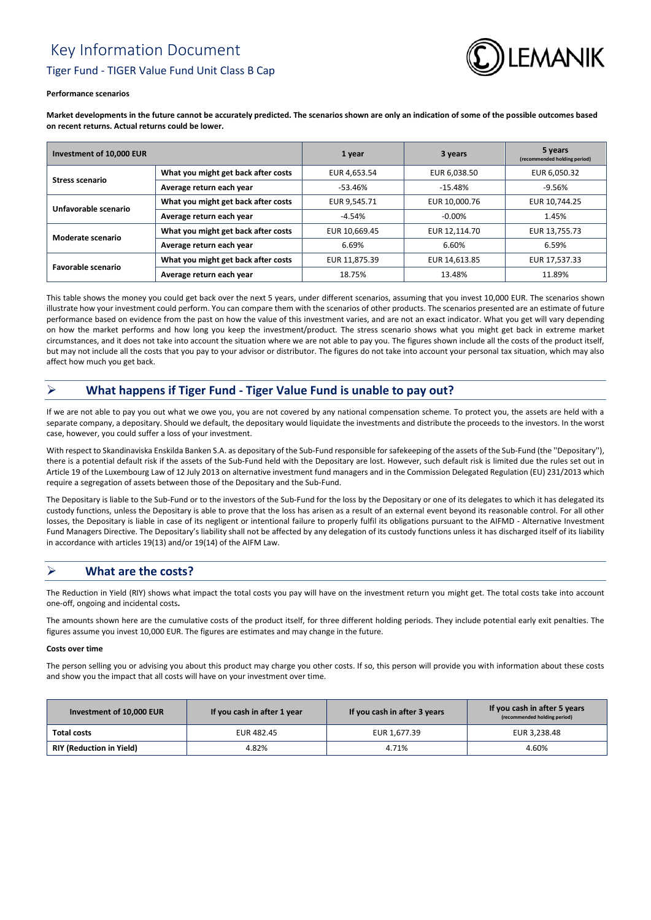# Key Information Document

## Tiger Fund - TIGER Value Fund Unit Class B Cap

**Performance scenarios**

**Market developments in the future cannot be accurately predicted. The scenarios shown are only an indication of some of the possible outcomes based on recent returns. Actual returns could be lower.**

| Investment of 10,000 EUR | | 1 year | 3 years | 5 years (recommended holding period) |
|---|---|---|---|---|
| **Stress scenario** | **What you might get back after costs** | EUR 4,653.54 | EUR 6,038.50 | EUR 6,050.32 |
| | **Average return each year** | -53.46% | -15.48% | -9.56% |
| **Unfavorable scenario** | **What you might get back after costs** | EUR 9,545.71 | EUR 10,000.76 | EUR 10,744.25 |
| | **Average return each year** | -4.54% | -0.00% | 1.45% |
| **Moderate scenario** | **What you might get back after costs** | EUR 10,669.45 | EUR 12,114.70 | EUR 13,755.73 |
| | **Average return each year** | 6.69% | 6.60% | 6.59% |
| **Favorable scenario** | **What you might get back after costs** | EUR 11,875.39 | EUR 14,613.85 | EUR 17,537.33 |
| | **Average return each year** | 18.75% | 13.48% | 11.89% |

This table shows the money you could get back over the next 5 years, under different scenarios, assuming that you invest 10,000 EUR. The scenarios shown illustrate how your investment could perform. You can compare them with the scenarios of other products. The scenarios presented are an estimate of future performance based on evidence from the past on how the value of this investment varies, and are not an exact indicator. What you get will vary depending on how the market performs and how long you keep the investment/product. The stress scenario shows what you might get back in extreme market circumstances, and it does not take into account the situation where we are not able to pay you. The figures shown include all the costs of the product itself, but may not include all the costs that you pay to your advisor or distributor. The figures do not take into account your personal tax situation, which may also affect how much you get back.

## What happens if Tiger Fund - Tiger Value Fund is unable to pay out?

If we are not able to pay you out what we owe you, you are not covered by any national compensation scheme. To protect you, the assets are held with a separate company, a depositary. Should we default, the depositary would liquidate the investments and distribute the proceeds to the investors. In the worst case, however, you could suffer a loss of your investment.

With respect to Skandinaviska Enskilda Banken S.A. as depositary of the Sub-Fund responsible for safekeeping of the assets of the Sub-Fund (the "Depositary"), there is a potential default risk if the assets of the Sub-Fund held with the Depositary are lost. However, such default risk is limited due the rules set out in Article 19 of the Luxembourg Law of 12 July 2013 on alternative investment fund managers and in the Commission Delegated Regulation (EU) 231/2013 which require a segregation of assets between those of the Depositary and the Sub-Fund.

The Depositary is liable to the Sub-Fund or to the investors of the Sub-Fund for the loss by the Depositary or one of its delegates to which it has delegated its custody functions, unless the Depositary is able to prove that the loss has arisen as a result of an external event beyond its reasonable control. For all other losses, the Depositary is liable in case of its negligent or intentional failure to properly fulfil its obligations pursuant to the AIFMD - Alternative Investment Fund Managers Directive. The Depositary's liability shall not be affected by any delegation of its custody functions unless it has discharged itself of its liability in accordance with articles 19(13) and/or 19(14) of the AIFM Law.

## What are the costs?

The Reduction in Yield (RIY) shows what impact the total costs you pay will have on the investment return you might get. The total costs take into account one-off, ongoing and incidental costs**.**

The amounts shown here are the cumulative costs of the product itself, for three different holding periods. They include potential early exit penalties. The figures assume you invest 10,000 EUR. The figures are estimates and may change in the future.

**Costs over time**

The person selling you or advising you about this product may charge you other costs. If so, this person will provide you with information about these costs and show you the impact that all costs will have on your investment over time.

| Investment of 10,000 EUR | If you cash in after 1 year | If you cash in after 3 years | If you cash in after 5 years (recommended holding period) |
|---|---|---|---|
| **Total costs** | EUR 482.45 | EUR 1,677.39 | EUR 3,238.48 |
| **RIY (Reduction in Yield)** | 4.82% | 4.71% | 4.60% |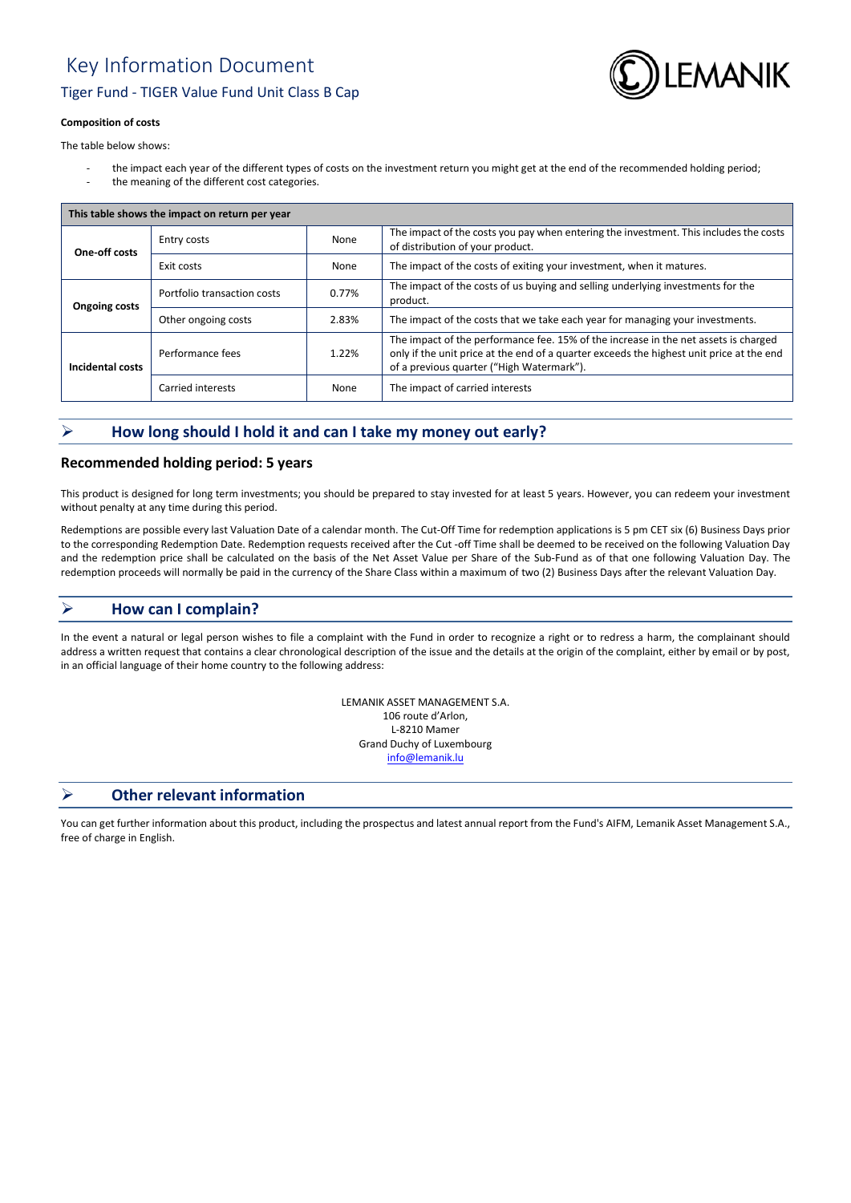# Key Information Document

## Tiger Fund - TIGER Value Fund Unit Class B Cap

**Composition of costs**

The table below shows:

- the impact each year of the different types of costs on the investment return you might get at the end of the recommended holding period;
- the meaning of the different cost categories.

| This table shows the impact on return per year | | | |
|---|---|---|---|
| **One-off costs** | Entry costs | None | The impact of the costs you pay when entering the investment. This includes the costs of distribution of your product. |
| | Exit costs | None | The impact of the costs of exiting your investment, when it matures. |
| **Ongoing costs** | Portfolio transaction costs | 0.77% | The impact of the costs of us buying and selling underlying investments for the product. |
| | Other ongoing costs | 2.83% | The impact of the costs that we take each year for managing your investments. |
| **Incidental costs** | Performance fees | 1.22% | The impact of the performance fee. 15% of the increase in the net assets is charged only if the unit price at the end of a quarter exceeds the highest unit price at the end of a previous quarter ("High Watermark"). |
| | Carried interests | None | The impact of carried interests |

## How long should I hold it and can I take my money out early?

### Recommended holding period: 5 years

This product is designed for long term investments; you should be prepared to stay invested for at least 5 years. However, you can redeem your investment without penalty at any time during this period.

Redemptions are possible every last Valuation Date of a calendar month. The Cut-Off Time for redemption applications is 5 pm CET six (6) Business Days prior to the corresponding Redemption Date. Redemption requests received after the Cut -off Time shall be deemed to be received on the following Valuation Day and the redemption price shall be calculated on the basis of the Net Asset Value per Share of the Sub-Fund as of that one following Valuation Day. The redemption proceeds will normally be paid in the currency of the Share Class within a maximum of two (2) Business Days after the relevant Valuation Day.

## How can I complain?

In the event a natural or legal person wishes to file a complaint with the Fund in order to recognize a right or to redress a harm, the complainant should address a written request that contains a clear chronological description of the issue and the details at the origin of the complaint, either by email or by post, in an official language of their home country to the following address:

LEMANIK ASSET MANAGEMENT S.A.
106 route d'Arlon,
L-8210 Mamer
Grand Duchy of Luxembourg
info@lemanik.lu

## Other relevant information

You can get further information about this product, including the prospectus and latest annual report from the Fund's AIFM, Lemanik Asset Management S.A., free of charge in English.